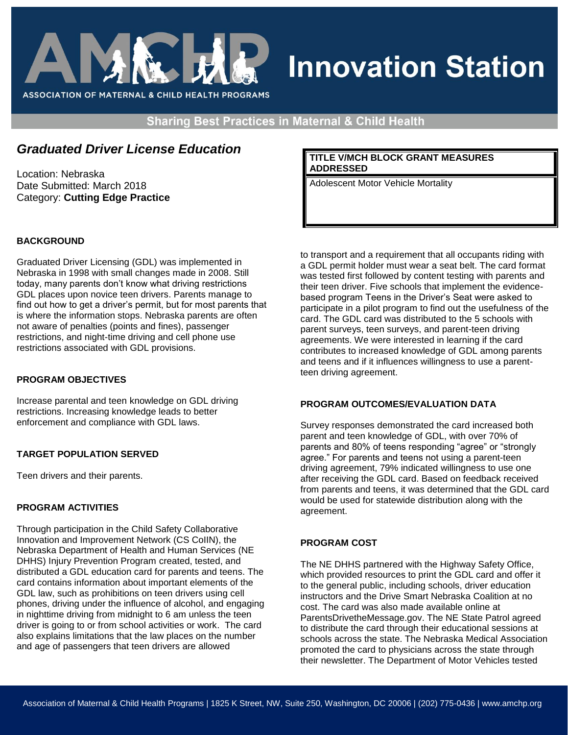# Innovation Station

ASSOCIATION OF MATERNAL & CHILD HEALTH PROGRAMS

**Sharing Best Practices in Maternal & Child Health**

## *Graduated Driver License Education*

Location: Nebraska
Date Submitted: March 2018
Category: **Cutting Edge Practice**

| **TITLE V/MCH BLOCK GRANT MEASURES ADDRESSED** |
| --- |
| Adolescent Motor Vehicle Mortality |

### BACKGROUND

Graduated Driver Licensing (GDL) was implemented in Nebraska in 1998 with small changes made in 2008. Still today, many parents don't know what driving restrictions GDL places upon novice teen drivers. Parents manage to find out how to get a driver's permit, but for most parents that is where the information stops. Nebraska parents are often not aware of penalties (points and fines), passenger restrictions, and night-time driving and cell phone use restrictions associated with GDL provisions.

### PROGRAM OBJECTIVES

Increase parental and teen knowledge on GDL driving restrictions. Increasing knowledge leads to better enforcement and compliance with GDL laws.

### TARGET POPULATION SERVED

Teen drivers and their parents.

### PROGRAM ACTIVITIES

Through participation in the Child Safety Collaborative Innovation and Improvement Network (CS CoIIN), the Nebraska Department of Health and Human Services (NE DHHS) Injury Prevention Program created, tested, and distributed a GDL education card for parents and teens. The card contains information about important elements of the GDL law, such as prohibitions on teen drivers using cell phones, driving under the influence of alcohol, and engaging in nighttime driving from midnight to 6 am unless the teen driver is going to or from school activities or work. The card also explains limitations that the law places on the number and age of passengers that teen drivers are allowed to transport and a requirement that all occupants riding with a GDL permit holder must wear a seat belt. The card format was tested first followed by content testing with parents and their teen driver. Five schools that implement the evidence-based program Teens in the Driver's Seat were asked to participate in a pilot program to find out the usefulness of the card. The GDL card was distributed to the 5 schools with parent surveys, teen surveys, and parent-teen driving agreements. We were interested in learning if the card contributes to increased knowledge of GDL among parents and teens and if it influences willingness to use a parent-teen driving agreement.

### PROGRAM OUTCOMES/EVALUATION DATA

Survey responses demonstrated the card increased both parent and teen knowledge of GDL, with over 70% of parents and 80% of teens responding "agree" or "strongly agree." For parents and teens not using a parent-teen driving agreement, 79% indicated willingness to use one after receiving the GDL card. Based on feedback received from parents and teens, it was determined that the GDL card would be used for statewide distribution along with the agreement.

### PROGRAM COST

The NE DHHS partnered with the Highway Safety Office, which provided resources to print the GDL card and offer it to the general public, including schools, driver education instructors and the Drive Smart Nebraska Coalition at no cost. The card was also made available online at ParentsDrivetheMessage.gov. The NE State Patrol agreed to distribute the card through their educational sessions at schools across the state. The Nebraska Medical Association promoted the card to physicians across the state through their newsletter. The Department of Motor Vehicles tested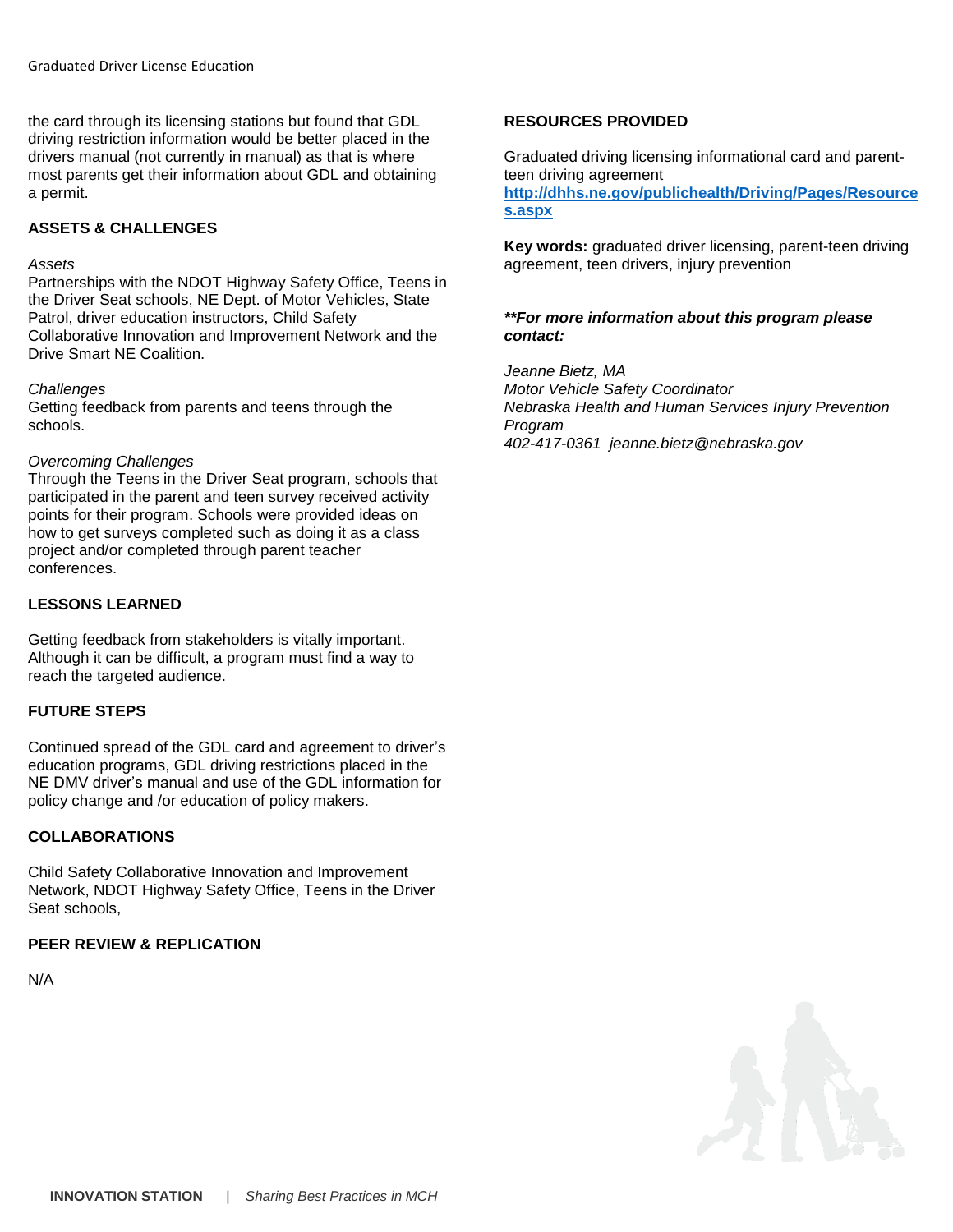the card through its licensing stations but found that GDL driving restriction information would be better placed in the drivers manual (not currently in manual) as that is where most parents get their information about GDL and obtaining a permit.

## ASSETS & CHALLENGES

*Assets*

Partnerships with the NDOT Highway Safety Office, Teens in the Driver Seat schools, NE Dept. of Motor Vehicles, State Patrol, driver education instructors, Child Safety Collaborative Innovation and Improvement Network and the Drive Smart NE Coalition.

*Challenges*

Getting feedback from parents and teens through the schools.

*Overcoming Challenges*

Through the Teens in the Driver Seat program, schools that participated in the parent and teen survey received activity points for their program. Schools were provided ideas on how to get surveys completed such as doing it as a class project and/or completed through parent teacher conferences.

## LESSONS LEARNED

Getting feedback from stakeholders is vitally important. Although it can be difficult, a program must find a way to reach the targeted audience.

## FUTURE STEPS

Continued spread of the GDL card and agreement to driver's education programs, GDL driving restrictions placed in the NE DMV driver's manual and use of the GDL information for policy change and /or education of policy makers.

## COLLABORATIONS

Child Safety Collaborative Innovation and Improvement Network, NDOT Highway Safety Office, Teens in the Driver Seat schools,

## PEER REVIEW & REPLICATION

N/A

## RESOURCES PROVIDED

Graduated driving licensing informational card and parent-teen driving agreement
**http://dhhs.ne.gov/publichealth/Driving/Pages/Resources.aspx**

**Key words:** graduated driver licensing, parent-teen driving agreement, teen drivers, injury prevention

***\*\*For more information about this program please contact:***

*Jeanne Bietz, MA*
*Motor Vehicle Safety Coordinator*
*Nebraska Health and Human Services Injury Prevention Program*
*402-417-0361 jeanne.bietz@nebraska.gov*